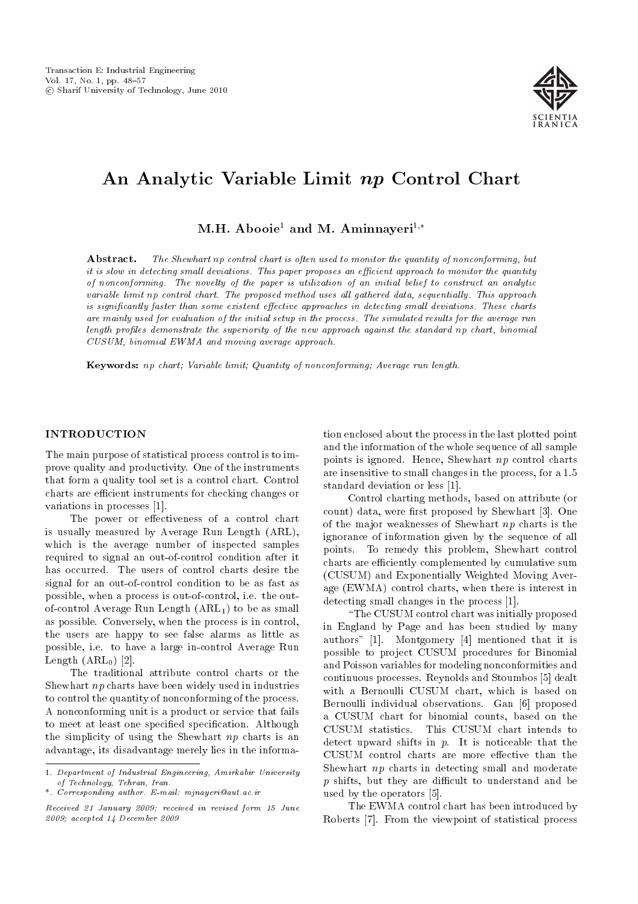# An Analytic Variable Limit $np$ Control Chart

**M.H. Abooie[1] and M. Aminnayeri[1,*]**

**Abstract.** *The Shewhart np control chart is often used to monitor the quantity of nonconforming, but it is slow in detecting small deviations. This paper proposes an efficient approach to monitor the quantity of nonconforming. The novelty of the paper is utilization of an initial belief to construct an analytic variable limit np control chart. The proposed method uses all gathered data, sequentially. This approach is significantly faster than some existent effective approaches in detecting small deviations. These charts are mainly used for evaluation of the initial setup in the process. The simulated results for the average run length profiles demonstrate the superiority of the new approach against the standard np chart, binomial CUSUM, binomial EWMA and moving average approach.*

**Keywords:** *np chart; Variable limit; Quantity of nonconforming; Average run length.*

## INTRODUCTION

The main purpose of statistical process control is to improve quality and productivity. One of the instruments that form a quality tool set is a control chart. Control charts are efficient instruments for checking changes or variations in processes [1].

The power or effectiveness of a control chart is usually measured by Average Run Length (ARL), which is the average number of inspected samples required to signal an out-of-control condition after it has occurred. The users of control charts desire the signal for an out-of-control condition to be as fast as possible, when a process is out-of-control, i.e. the out-of-control Average Run Length ($\text{ARL}_1$) to be as small as possible. Conversely, when the process is in control, the users are happy to see false alarms as little as possible, i.e. to have a large in-control Average Run Length ($\text{ARL}_0$) [2].

The traditional attribute control charts or the Shewhart $np$ charts have been widely used in industries to control the quantity of nonconforming of the process. A nonconforming unit is a product or service that fails to meet at least one specified specification. Although the simplicity of using the Shewhart $np$ charts is an advantage, its disadvantage merely lies in the information enclosed about the process in the last plotted point and the information of the whole sequence of all sample points is ignored. Hence, Shewhart $np$ control charts are insensitive to small changes in the process, for a 1.5 standard deviation or less [1].

Control charting methods, based on attribute (or count) data, were first proposed by Shewhart [3]. One of the major weaknesses of Shewhart $np$ charts is the ignorance of information given by the sequence of all points. To remedy this problem, Shewhart control charts are efficiently complemented by cumulative sum (CUSUM) and Exponentially Weighted Moving Average (EWMA) control charts, when there is interest in detecting small changes in the process [1].

"The CUSUM control chart was initially proposed in England by Page and has been studied by many authors" [1]. Montgomery [4] mentioned that it is possible to project CUSUM procedures for Binomial and Poisson variables for modeling nonconformities and continuous processes. Reynolds and Stoumbos [5] dealt with a Bernoulli CUSUM chart, which is based on Bernoulli individual observations. Gan [6] proposed a CUSUM chart for binomial counts, based on the CUSUM statistics. This CUSUM chart intends to detect upward shifts in $p$. It is noticeable that the CUSUM control charts are more effective than the Shewhart $np$ charts in detecting small and moderate $p$ shifts, but they are difficult to understand and be used by the operators [5].

The EWMA control chart has been introduced by Roberts [7]. From the viewpoint of statistical process

---

1. *Department of Industrial Engineering, Amirkabir University of Technology, Tehran, Iran.*

\*. *Corresponding author. E-mail: mjnayeri@aut.ac.ir*

*Received 21 January 2009; received in revised form 15 June 2009; accepted 14 December 2009*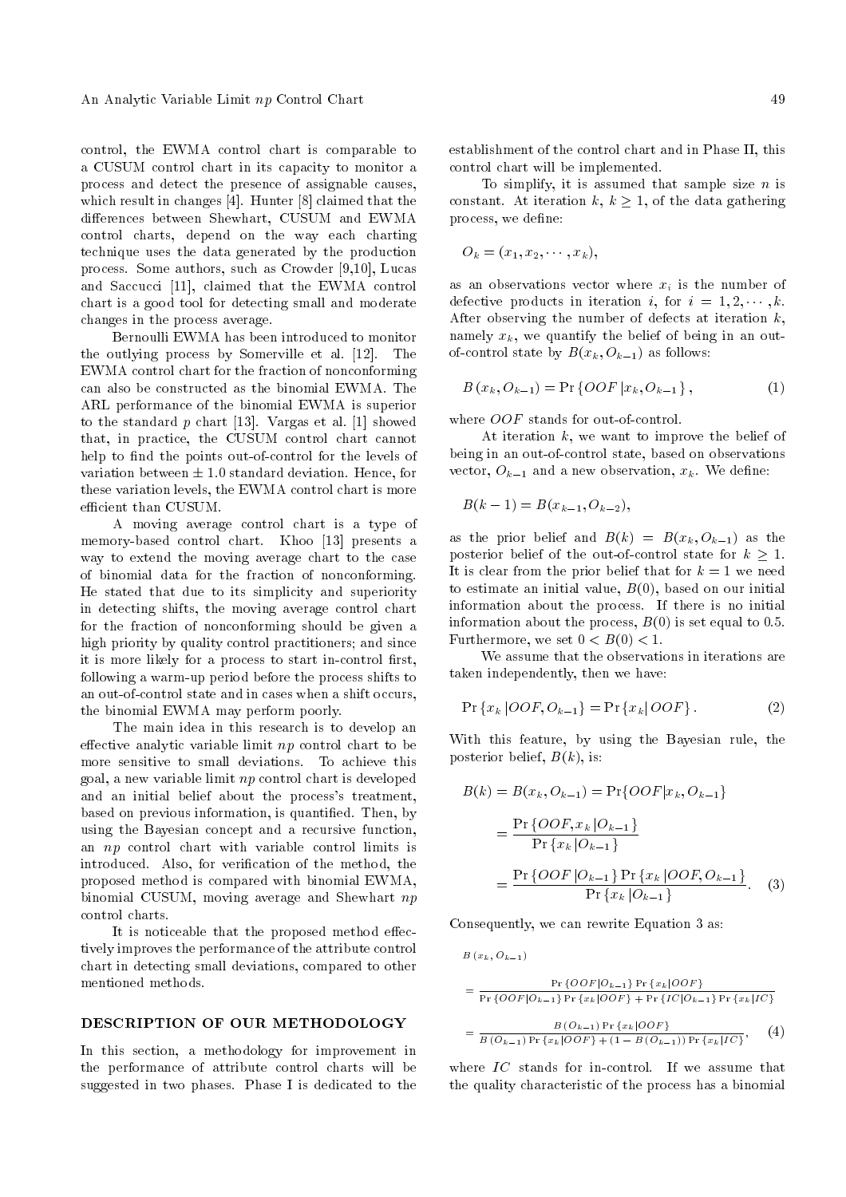control, the EWMA control chart is comparable to a CUSUM control chart in its capacity to monitor a process and detect the presence of assignable causes, which result in changes [4]. Hunter [8] claimed that the differences between Shewhart, CUSUM and EWMA control charts, depend on the way each charting technique uses the data generated by the production process. Some authors, such as Crowder [9,10], Lucas and Saccucci [11], claimed that the EWMA control chart is a good tool for detecting small and moderate changes in the process average.

Bernoulli EWMA has been introduced to monitor the outlying process by Somerville et al. [12]. The EWMA control chart for the fraction of nonconforming can also be constructed as the binomial EWMA. The ARL performance of the binomial EWMA is superior to the standard $p$ chart [13]. Vargas et al. [1] showed that, in practice, the CUSUM control chart cannot help to find the points out-of-control for the levels of variation between $\pm$ 1.0 standard deviation. Hence, for these variation levels, the EWMA control chart is more efficient than CUSUM.

A moving average control chart is a type of memory-based control chart. Khoo [13] presents a way to extend the moving average chart to the case of binomial data for the fraction of nonconforming. He stated that due to its simplicity and superiority in detecting shifts, the moving average control chart for the fraction of nonconforming should be given a high priority by quality control practitioners; and since it is more likely for a process to start in-control first, following a warm-up period before the process shifts to an out-of-control state and in cases when a shift occurs, the binomial EWMA may perform poorly.

The main idea in this research is to develop an effective analytic variable limit $np$ control chart to be more sensitive to small deviations. To achieve this goal, a new variable limit $np$ control chart is developed and an initial belief about the process's treatment, based on previous information, is quantified. Then, by using the Bayesian concept and a recursive function, an $np$ control chart with variable control limits is introduced. Also, for verification of the method, the proposed method is compared with binomial EWMA, binomial CUSUM, moving average and Shewhart $np$ control charts.

It is noticeable that the proposed method effectively improves the performance of the attribute control chart in detecting small deviations, compared to other mentioned methods.

## DESCRIPTION OF OUR METHODOLOGY

In this section, a methodology for improvement in the performance of attribute control charts will be suggested in two phases. Phase I is dedicated to the establishment of the control chart and in Phase II, this control chart will be implemented.

To simplify, it is assumed that sample size $n$ is constant. At iteration $k$, $k \geq 1$, of the data gathering process, we define:

$$O_k = (x_1, x_2, \cdots, x_k),$$

as an observations vector where $x_i$ is the number of defective products in iteration $i$, for $i = 1, 2, \cdots, k$. After observing the number of defects at iteration $k$, namely $x_k$, we quantify the belief of being in an out-of-control state by $B(x_k, O_{k-1})$ as follows:

$$B\left(x_k, O_{k-1}\right) = \Pr\left\{OOF \left| x_k, O_{k-1}\right.\right\}, \tag{1}$$

where $OOF$ stands for out-of-control.

At iteration $k$, we want to improve the belief of being in an out-of-control state, based on observations vector, $O_{k-1}$ and a new observation, $x_k$. We define:

$$B(k-1) = B(x_{k-1}, O_{k-2}),$$

as the prior belief and $B(k) = B(x_k, O_{k-1})$ as the posterior belief of the out-of-control state for $k \geq 1$. It is clear from the prior belief that for $k = 1$ we need to estimate an initial value, $B(0)$, based on our initial information about the process. If there is no initial information about the process, $B(0)$ is set equal to 0.5. Furthermore, we set $0 < B(0) < 1$.

We assume that the observations in iterations are taken independently, then we have:

$$\Pr\left\{x_k \left| OOF, O_{k-1}\right.\right\} = \Pr\left\{x_k \right| OOF\}. \tag{2}$$

With this feature, by using the Bayesian rule, the posterior belief, $B(k)$, is:

$$\begin{aligned} B(k) &= B(x_k, O_{k-1}) = \Pr\{OOF|x_k, O_{k-1}\} \\ &= \frac{\Pr\left\{OOF, x_k \left| O_{k-1}\right.\right\}}{\Pr\left\{x_k \left| O_{k-1}\right.\right\}} \\ &= \frac{\Pr\left\{OOF \left| O_{k-1}\right.\right\} \Pr\left\{x_k \left| OOF, O_{k-1}\right.\right\}}{\Pr\left\{x_k \left| O_{k-1}\right.\right\}}. \end{aligned} \tag{3}$$

Consequently, we can rewrite Equation 3 as:

$$\begin{aligned} & B\left(x_k, O_{k-1}\right) \\ &= \frac{\Pr\left\{OOF|O_{k-1}\right\} \Pr\left\{x_k|OOF\right\}}{\Pr\left\{OOF|O_{k-1}\right\} \Pr\left\{x_k|OOF\right\} + \Pr\left\{IC|O_{k-1}\right\} \Pr\left\{x_k|IC\right\}} \\ &= \frac{B\left(O_{k-1}\right) \Pr\left\{x_k|OOF\right\}}{B\left(O_{k-1}\right) \Pr\left\{x_k|OOF\right\} + \left(1 - B\left(O_{k-1}\right)\right) \Pr\left\{x_k|IC\right\}}, \end{aligned} \tag{4}$$

where $IC$ stands for in-control. If we assume that the quality characteristic of the process has a binomial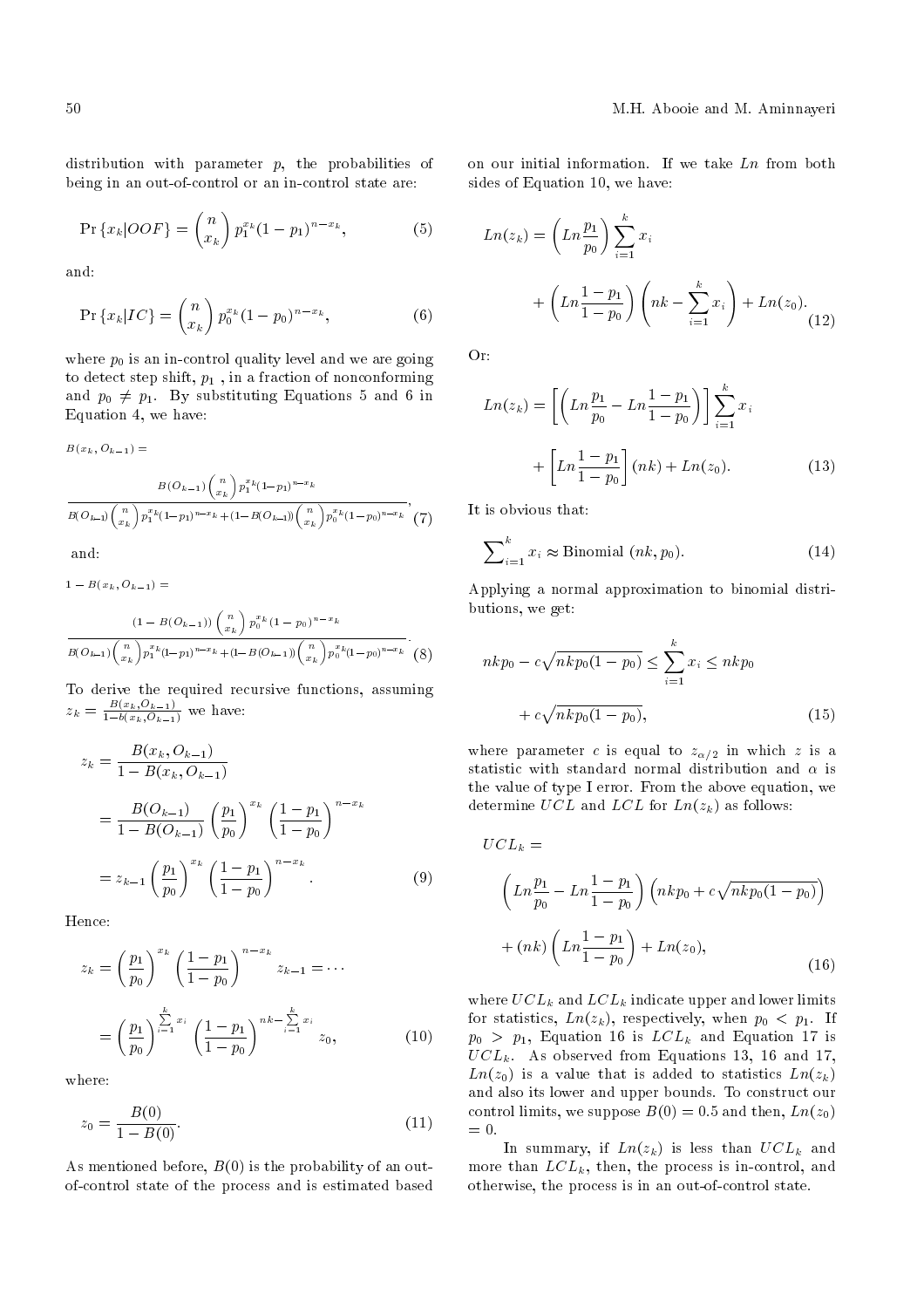distribution with parameter $p$, the probabilities of being in an out-of-control or an in-control state are:

$$\Pr\{x_k|OOF\} = \binom{n}{x_k} p_1^{x_k}(1-p_1)^{n-x_k}, \tag{5}$$

and:

$$\Pr\{x_k|IC\} = \binom{n}{x_k} p_0^{x_k}(1-p_0)^{n-x_k}, \tag{6}$$

where $p_0$ is an in-control quality level and we are going to detect step shift, $p_1$ , in a fraction of nonconforming and $p_0 \neq p_1$. By substituting Equations 5 and 6 in Equation 4, we have:

$$B(x_k, O_{k-1}) = \frac{B(O_{k-1})\binom{n}{x_k}p_1^{x_k}(1-p_1)^{n-x_k}}{B(O_{k-1})\binom{n}{x_k}p_1^{x_k}(1-p_1)^{n-x_k}+(1-B(O_{k-1}))\binom{n}{x_k}p_0^{x_k}(1-p_0)^{n-x_k}}, \tag{7}$$

and:

$$1-B(x_k, O_{k-1}) = \frac{(1-B(O_{k-1}))\binom{n}{x_k}p_0^{x_k}(1-p_0)^{n-x_k}}{B(O_{k-1})\binom{n}{x_k}p_1^{x_k}(1-p_1)^{n-x_k}+(1-B(O_{k-1}))\binom{n}{x_k}p_0^{x_k}(1-p_0)^{n-x_k}}. \tag{8}$$

To derive the required recursive functions, assuming $z_k = \frac{B(x_k, O_{k-1})}{1-b(x_k, O_{k-1})}$ we have:

$$\begin{aligned} z_k &= \frac{B(x_k, O_{k-1})}{1-B(x_k, O_{k-1})} \\ &= \frac{B(O_{k-1})}{1-B(O_{k-1})}\left(\frac{p_1}{p_0}\right)^{x_k}\left(\frac{1-p_1}{1-p_0}\right)^{n-x_k} \\ &= z_{k-1}\left(\frac{p_1}{p_0}\right)^{x_k}\left(\frac{1-p_1}{1-p_0}\right)^{n-x_k}. \end{aligned} \tag{9}$$

Hence:

$$\begin{aligned} z_k &= \left(\frac{p_1}{p_0}\right)^{x_k}\left(\frac{1-p_1}{1-p_0}\right)^{n-x_k} z_{k-1} = \cdots \\ &= \left(\frac{p_1}{p_0}\right)^{\sum_{i=1}^{k} x_i}\left(\frac{1-p_1}{1-p_0}\right)^{nk-\sum_{i=1}^{k} x_i} z_0, \end{aligned} \tag{10}$$

where:

$$z_0 = \frac{B(0)}{1-B(0)}. \tag{11}$$

As mentioned before, $B(0)$ is the probability of an out-of-control state of the process and is estimated based on our initial information. If we take $Ln$ from both sides of Equation 10, we have:

$$Ln(z_k) = \left(Ln\frac{p_1}{p_0}\right)\sum_{i=1}^{k} x_i + \left(Ln\frac{1-p_1}{1-p_0}\right)\left(nk-\sum_{i=1}^{k} x_i\right) + Ln(z_0). \tag{12}$$

Or:

$$Ln(z_k) = \left[\left(Ln\frac{p_1}{p_0} - Ln\frac{1-p_1}{1-p_0}\right)\right]\sum_{i=1}^{k} x_i + \left[Ln\frac{1-p_1}{1-p_0}\right](nk) + Ln(z_0). \tag{13}$$

It is obvious that:

$$\sum_{i=1}^{k} x_i \approx \text{Binomial}\ (nk, p_0). \tag{14}$$

Applying a normal approximation to binomial distributions, we get:

$$nkp_0 - c\sqrt{nkp_0(1-p_0)} \leq \sum_{i=1}^{k} x_i \leq nkp_0 + c\sqrt{nkp_0(1-p_0)}, \tag{15}$$

where parameter $c$ is equal to $z_{\alpha/2}$ in which $z$ is a statistic with standard normal distribution and $\alpha$ is the value of type I error. From the above equation, we determine $UCL$ and $LCL$ for $Ln(z_k)$ as follows:

$$UCL_k = \left(Ln\frac{p_1}{p_0} - Ln\frac{1-p_1}{1-p_0}\right)\left(nkp_0 + c\sqrt{nkp_0(1-p_0)}\right) + (nk)\left(Ln\frac{1-p_1}{1-p_0}\right) + Ln(z_0), \tag{16}$$

where $UCL_k$ and $LCL_k$ indicate upper and lower limits for statistics, $Ln(z_k)$, respectively, when $p_0 < p_1$. If $p_0 > p_1$, Equation 16 is $LCL_k$ and Equation 17 is $UCL_k$. As observed from Equations 13, 16 and 17, $Ln(z_0)$ is a value that is added to statistics $Ln(z_k)$ and also its lower and upper bounds. To construct our control limits, we suppose $B(0) = 0.5$ and then, $Ln(z_0) = 0$.

In summary, if $Ln(z_k)$ is less than $UCL_k$ and more than $LCL_k$, then, the process is in-control, and otherwise, the process is in an out-of-control state.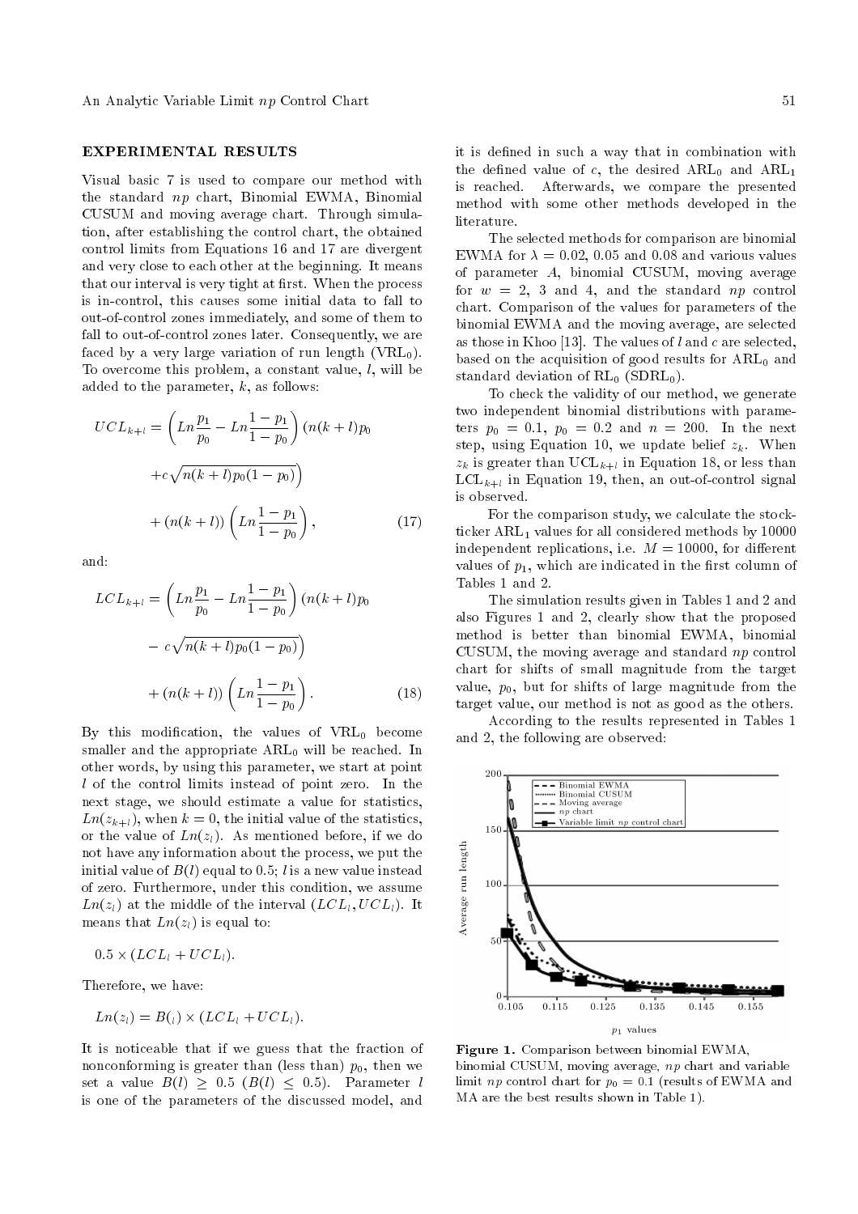## EXPERIMENTAL RESULTS

Visual basic 7 is used to compare our method with the standard $np$ chart, Binomial EWMA, Binomial CUSUM and moving average chart. Through simulation, after establishing the control chart, the obtained control limits from Equations 16 and 17 are divergent and very close to each other at the beginning. It means that our interval is very tight at first. When the process is in-control, this causes some initial data to fall to out-of-control zones immediately, and some of them to fall to out-of-control zones later. Consequently, we are faced by a very large variation of run length ($VRL_0$). To overcome this problem, a constant value, $l$, will be added to the parameter, $k$, as follows:

$$UCL_{k+l} = \left( Ln\frac{p_1}{p_0} - Ln\frac{1-p_1}{1-p_0} \right) (n(k+l)p_0 + c\sqrt{n(k+l)p_0(1-p_0)}) + (n(k+l)) \left( Ln\frac{1-p_1}{1-p_0} \right), \tag{17}$$

and:

$$LCL_{k+l} = \left( Ln\frac{p_1}{p_0} - Ln\frac{1-p_1}{1-p_0} \right) (n(k+l)p_0 - c\sqrt{n(k+l)p_0(1-p_0)}) + (n(k+l)) \left( Ln\frac{1-p_1}{1-p_0} \right). \tag{18}$$

By this modification, the values of $VRL_0$ become smaller and the appropriate $ARL_0$ will be reached. In other words, by using this parameter, we start at point $l$ of the control limits instead of point zero. In the next stage, we should estimate a value for statistics, $Ln(z_{k+l})$, when $k=0$, the initial value of the statistics, or the value of $Ln(z_l)$. As mentioned before, if we do not have any information about the process, we put the initial value of $B(l)$ equal to 0.5; $l$ is a new value instead of zero. Furthermore, under this condition, we assume $Ln(z_l)$ at the middle of the interval $(LCL_l, UCL_l)$. It means that $Ln(z_l)$ is equal to:

$0.5 \times (LCL_l + UCL_l)$.

Therefore, we have:

$Ln(z_l) = B(_l) \times (LCL_l + UCL_l)$.

It is noticeable that if we guess that the fraction of nonconforming is greater than (less than) $p_0$, then we set a value $B(l) \geq 0.5$ ($B(l) \leq 0.5$). Parameter $l$ is one of the parameters of the discussed model, and it is defined in such a way that in combination with the defined value of $c$, the desired $ARL_0$ and $ARL_1$ is reached. Afterwards, we compare the presented method with some other methods developed in the literature.

The selected methods for comparison are binomial EWMA for $\lambda = 0.02$, 0.05 and 0.08 and various values of parameter $A$, binomial CUSUM, moving average for $w = 2$, 3 and 4, and the standard $np$ control chart. Comparison of the values for parameters of the binomial EWMA and the moving average, are selected as those in Khoo [13]. The values of $l$ and $c$ are selected, based on the acquisition of good results for $ARL_0$ and standard deviation of $RL_0$ ($SDRL_0$).

To check the validity of our method, we generate two independent binomial distributions with parameters $p_0 = 0.1$, $p_0 = 0.2$ and $n = 200$. In the next step, using Equation 10, we update belief $z_k$. When $z_k$ is greater than $UCL_{k+l}$ in Equation 18, or less than $LCL_{k+l}$ in Equation 19, then, an out-of-control signal is observed.

For the comparison study, we calculate the stock-ticker $ARL_1$ values for all considered methods by 10000 independent replications, i.e. $M = 10000$, for different values of $p_1$, which are indicated in the first column of Tables 1 and 2.

The simulation results given in Tables 1 and 2 and also Figures 1 and 2, clearly show that the proposed method is better than binomial EWMA, binomial CUSUM, the moving average and standard $np$ control chart for shifts of small magnitude from the target value, $p_0$, but for shifts of large magnitude from the target value, our method is not as good as the others.

According to the results represented in Tables 1 and 2, the following are observed:

**Figure 1.** Comparison between binomial EWMA, binomial CUSUM, moving average, $np$ chart and variable limit $np$ control chart for $p_0 = 0.1$ (results of EWMA and MA are the best results shown in Table 1).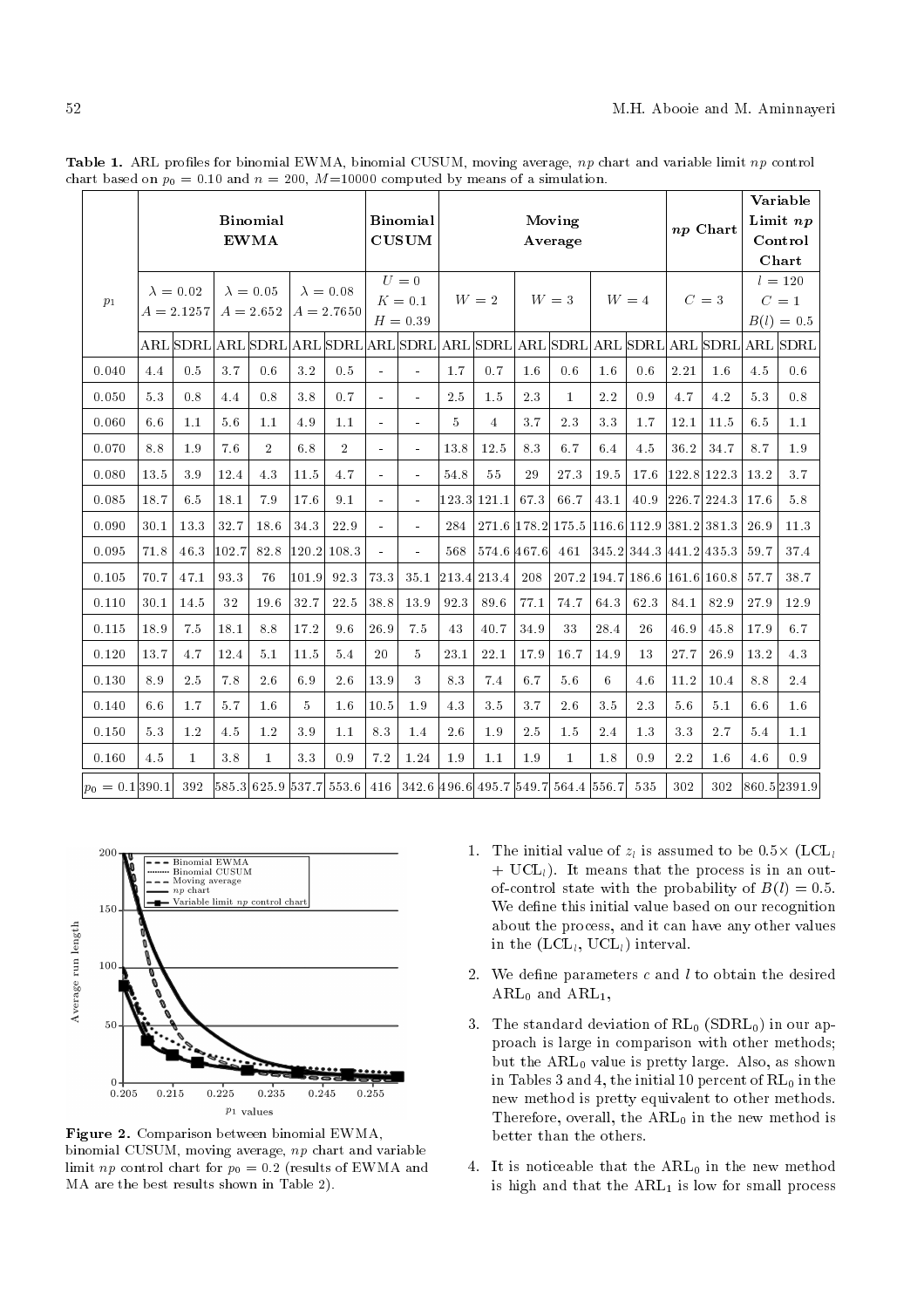**Table 1.** ARL profiles for binomial EWMA, binomial CUSUM, moving average, $np$ chart and variable limit $np$ control chart based on $p_0 = 0.10$ and $n = 200$, $M$=10000 computed by means of a simulation.

| $p_1$ | Binomial EWMA | | | | | | Binomial CUSUM | | Moving Average | | | | | | $np$ Chart | | Variable Limit $np$ Control Chart | |
|---|---|---|---|---|---|---|---|---|---|---|---|---|---|---|---|---|---|---|
| | $\lambda = 0.02$ $A = 2.1257$ | | $\lambda = 0.05$ $A = 2.652$ | | $\lambda = 0.08$ $A = 2.7650$ | | $U = 0$ $K = 0.1$ $H = 0.39$ | | $W = 2$ | | $W = 3$ | | $W = 4$ | | $C = 3$ | | $l = 120$ $C = 1$ $B(l) = 0.5$ | |
| | ARL | SDRL | ARL | SDRL | ARL | SDRL | ARL | SDRL | ARL | SDRL | ARL | SDRL | ARL | SDRL | ARL | SDRL | ARL | SDRL |
| 0.040 | 4.4 | 0.5 | 3.7 | 0.6 | 3.2 | 0.5 | - | - | 1.7 | 0.7 | 1.6 | 0.6 | 1.6 | 0.6 | 2.21 | 1.6 | 4.5 | 0.6 |
| 0.050 | 5.3 | 0.8 | 4.4 | 0.8 | 3.8 | 0.7 | - | - | 2.5 | 1.5 | 2.3 | 1 | 2.2 | 0.9 | 4.7 | 4.2 | 5.3 | 0.8 |
| 0.060 | 6.6 | 1.1 | 5.6 | 1.1 | 4.9 | 1.1 | - | - | 5 | 4 | 3.7 | 2.3 | 3.3 | 1.7 | 12.1 | 11.5 | 6.5 | 1.1 |
| 0.070 | 8.8 | 1.9 | 7.6 | 2 | 6.8 | 2 | - | - | 13.8 | 12.5 | 8.3 | 6.7 | 6.4 | 4.5 | 36.2 | 34.7 | 8.7 | 1.9 |
| 0.080 | 13.5 | 3.9 | 12.4 | 4.3 | 11.5 | 4.7 | - | - | 54.8 | 55 | 29 | 27.3 | 19.5 | 17.6 | 122.8 | 122.3 | 13.2 | 3.7 |
| 0.085 | 18.7 | 6.5 | 18.1 | 7.9 | 17.6 | 9.1 | - | - | 123.3 | 121.1 | 67.3 | 66.7 | 43.1 | 40.9 | 226.7 | 224.3 | 17.6 | 5.8 |
| 0.090 | 30.1 | 13.3 | 32.7 | 18.6 | 34.3 | 22.9 | - | - | 284 | 271.6 | 178.2 | 175.5 | 116.6 | 112.9 | 381.2 | 381.3 | 26.9 | 11.3 |
| 0.095 | 71.8 | 46.3 | 102.7 | 82.8 | 120.2 | 108.3 | - | - | 568 | 574.6 | 467.6 | 461 | 345.2 | 344.3 | 441.2 | 435.3 | 59.7 | 37.4 |
| 0.105 | 70.7 | 47.1 | 93.3 | 76 | 101.9 | 92.3 | 73.3 | 35.1 | 213.4 | 213.4 | 208 | 207.2 | 194.7 | 186.6 | 161.6 | 160.8 | 57.7 | 38.7 |
| 0.110 | 30.1 | 14.5 | 32 | 19.6 | 32.7 | 22.5 | 38.8 | 13.9 | 92.3 | 89.6 | 77.1 | 74.7 | 64.3 | 62.3 | 84.1 | 82.9 | 27.9 | 12.9 |
| 0.115 | 18.9 | 7.5 | 18.1 | 8.8 | 17.2 | 9.6 | 26.9 | 7.5 | 43 | 40.7 | 34.9 | 33 | 28.4 | 26 | 46.9 | 45.8 | 17.9 | 6.7 |
| 0.120 | 13.7 | 4.7 | 12.4 | 5.1 | 11.5 | 5.4 | 20 | 5 | 23.1 | 22.1 | 17.9 | 16.7 | 14.9 | 13 | 27.7 | 26.9 | 13.2 | 4.3 |
| 0.130 | 8.9 | 2.5 | 7.8 | 2.6 | 6.9 | 2.6 | 13.9 | 3 | 8.3 | 7.4 | 6.7 | 5.6 | 6 | 4.6 | 11.2 | 10.4 | 8.8 | 2.4 |
| 0.140 | 6.6 | 1.7 | 5.7 | 1.6 | 5 | 1.6 | 10.5 | 1.9 | 4.3 | 3.5 | 3.7 | 2.6 | 3.5 | 2.3 | 5.6 | 5.1 | 6.6 | 1.6 |
| 0.150 | 5.3 | 1.2 | 4.5 | 1.2 | 3.9 | 1.1 | 8.3 | 1.4 | 2.6 | 1.9 | 2.5 | 1.5 | 2.4 | 1.3 | 3.3 | 2.7 | 5.4 | 1.1 |
| 0.160 | 4.5 | 1 | 3.8 | 1 | 3.3 | 0.9 | 7.2 | 1.24 | 1.9 | 1.1 | 1.9 | 1 | 1.8 | 0.9 | 2.2 | 1.6 | 4.6 | 0.9 |
| $p_0 = 0.1$ | 390.1 | 392 | 585.3 | 625.9 | 537.7 | 553.6 | 416 | 342.6 | 496.6 | 495.7 | 549.7 | 564.4 | 556.7 | 535 | 302 | 302 | 860.5 | 2391.9 |

**Figure 2.** Comparison between binomial EWMA, binomial CUSUM, moving average, $np$ chart and variable limit $np$ control chart for $p_0 = 0.2$ (results of EWMA and MA are the best results shown in Table 2).

1. The initial value of $z_l$ is assumed to be $0.5\times$ ($\text{LCL}_l$ + $\text{UCL}_l$). It means that the process is in an out-of-control state with the probability of $B(l) = 0.5$. We define this initial value based on our recognition about the process, and it can have any other values in the ($\text{LCL}_l$, $\text{UCL}_l$) interval.

2. We define parameters $c$ and $l$ to obtain the desired $\text{ARL}_0$ and $\text{ARL}_1$,

3. The standard deviation of $\text{RL}_0$ ($\text{SDRL}_0$) in our approach is large in comparison with other methods; but the $\text{ARL}_0$ value is pretty large. Also, as shown in Tables 3 and 4, the initial 10 percent of $\text{RL}_0$ in the new method is pretty equivalent to other methods. Therefore, overall, the $\text{ARL}_0$ in the new method is better than the others.

4. It is noticeable that the $\text{ARL}_0$ in the new method is high and that the $\text{ARL}_1$ is low for small process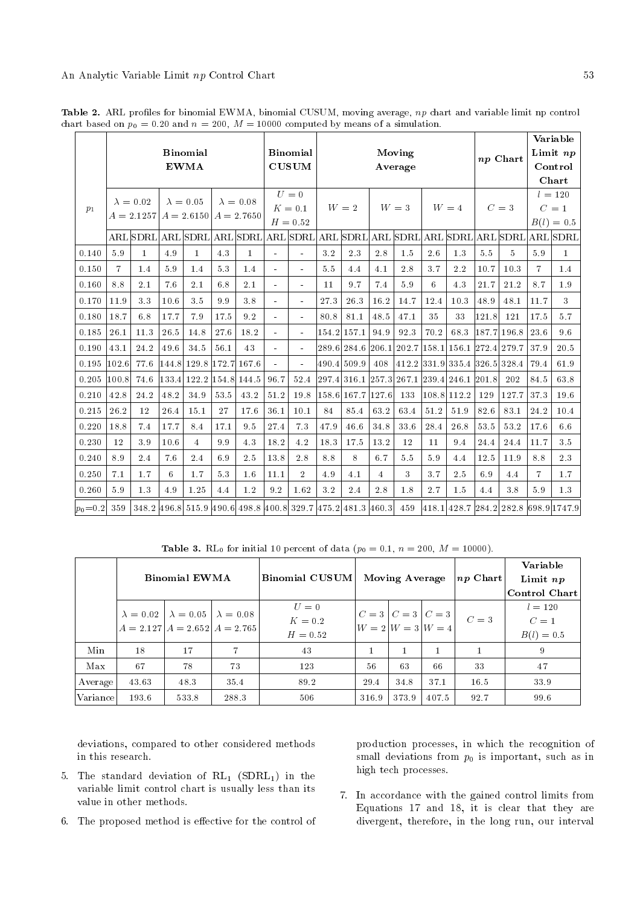**Table 2.** ARL profiles for binomial EWMA, binomial CUSUM, moving average, $np$ chart and variable limit np control chart based on $p_0 = 0.20$ and $n = 200$, $M = 10000$ computed by means of a simulation.

| $p_1$ | **Binomial EWMA** | | | | | | **Binomial CUSUM** | | **Moving Average** | | | | | | **$np$ Chart** | | **Variable Limit $np$ Control Chart** | |
|---|---|---|---|---|---|---|---|---|---|---|---|---|---|---|---|---|---|---|
| | $\lambda = 0.02$ $A = 2.1257$ | | $\lambda = 0.05$ $A = 2.6150$ | | $\lambda = 0.08$ $A = 2.7650$ | | $U = 0$ $K = 0.1$ $H = 0.52$ | | $W = 2$ | | $W = 3$ | | $W = 4$ | | $C = 3$ | | $l = 120$ $C = 1$ $B(l) = 0.5$ | |
| | ARL | SDRL | ARL | SDRL | ARL | SDRL | ARL | SDRL | ARL | SDRL | ARL | SDRL | ARL | SDRL | ARL | SDRL | ARL | SDRL |
| 0.140 | 5.9 | 1 | 4.9 | 1 | 4.3 | 1 | - | - | 3.2 | 2.3 | 2.8 | 1.5 | 2.6 | 1.3 | 5.5 | 5 | 5.9 | 1 |
| 0.150 | 7 | 1.4 | 5.9 | 1.4 | 5.3 | 1.4 | - | - | 5.5 | 4.4 | 4.1 | 2.8 | 3.7 | 2.2 | 10.7 | 10.3 | 7 | 1.4 |
| 0.160 | 8.8 | 2.1 | 7.6 | 2.1 | 6.8 | 2.1 | - | - | 11 | 9.7 | 7.4 | 5.9 | 6 | 4.3 | 21.7 | 21.2 | 8.7 | 1.9 |
| 0.170 | 11.9 | 3.3 | 10.6 | 3.5 | 9.9 | 3.8 | - | - | 27.3 | 26.3 | 16.2 | 14.7 | 12.4 | 10.3 | 48.9 | 48.1 | 11.7 | 3 |
| 0.180 | 18.7 | 6.8 | 17.7 | 7.9 | 17.5 | 9.2 | - | - | 80.8 | 81.1 | 48.5 | 47.1 | 35 | 33 | 121.8 | 121 | 17.5 | 5.7 |
| 0.185 | 26.1 | 11.3 | 26.5 | 14.8 | 27.6 | 18.2 | - | - | 154.2 | 157.1 | 94.9 | 92.3 | 70.2 | 68.3 | 187.7 | 196.8 | 23.6 | 9.6 |
| 0.190 | 43.1 | 24.2 | 49.6 | 34.5 | 56.1 | 43 | - | - | 289.6 | 284.6 | 206.1 | 202.7 | 158.1 | 156.1 | 272.4 | 279.7 | 37.9 | 20.5 |
| 0.195 | 102.6 | 77.6 | 144.8 | 129.8 | 172.7 | 167.6 | - | - | 490.4 | 509.9 | 408 | 412.2 | 331.9 | 335.4 | 326.5 | 328.4 | 79.4 | 61.9 |
| 0.205 | 100.8 | 74.6 | 133.4 | 122.2 | 154.8 | 144.5 | 96.7 | 52.4 | 297.4 | 316.1 | 257.3 | 267.1 | 239.4 | 246.1 | 201.8 | 202 | 84.5 | 63.8 |
| 0.210 | 42.8 | 24.2 | 48.2 | 34.9 | 53.5 | 43.2 | 51.2 | 19.8 | 158.6 | 167.7 | 127.6 | 133 | 108.8 | 112.2 | 129 | 127.7 | 37.3 | 19.6 |
| 0.215 | 26.2 | 12 | 26.4 | 15.1 | 27 | 17.6 | 36.1 | 10.1 | 84 | 85.4 | 63.2 | 63.4 | 51.2 | 51.9 | 82.6 | 83.1 | 24.2 | 10.4 |
| 0.220 | 18.8 | 7.4 | 17.7 | 8.4 | 17.1 | 9.5 | 27.4 | 7.3 | 47.9 | 46.6 | 34.8 | 33.6 | 28.4 | 26.8 | 53.5 | 53.2 | 17.6 | 6.6 |
| 0.230 | 12 | 3.9 | 10.6 | 4 | 9.9 | 4.3 | 18.2 | 4.2 | 18.3 | 17.5 | 13.2 | 12 | 11 | 9.4 | 24.4 | 24.4 | 11.7 | 3.5 |
| 0.240 | 8.9 | 2.4 | 7.6 | 2.4 | 6.9 | 2.5 | 13.8 | 2.8 | 8.8 | 8 | 6.7 | 5.5 | 5.9 | 4.4 | 12.5 | 11.9 | 8.8 | 2.3 |
| 0.250 | 7.1 | 1.7 | 6 | 1.7 | 5.3 | 1.6 | 11.1 | 2 | 4.9 | 4.1 | 4 | 3 | 3.7 | 2.5 | 6.9 | 4.4 | 7 | 1.7 |
| 0.260 | 5.9 | 1.3 | 4.9 | 1.25 | 4.4 | 1.2 | 9.2 | 1.62 | 3.2 | 2.4 | 2.8 | 1.8 | 2.7 | 1.5 | 4.4 | 3.8 | 5.9 | 1.3 |
| $p_0$=0.2 | 359 | 348.2 | 496.8 | 515.9 | 490.6 | 498.8 | 400.8 | 329.7 | 475.2 | 481.3 | 460.3 | 459 | 418.1 | 428.7 | 284.2 | 282.8 | 698.9 | 1747.9 |

**Table 3.** $\text{RL}_0$ for initial 10 percent of data ($p_0 = 0.1$, $n = 200$, $M = 10000$).

| | **Binomial EWMA** | | | **Binomial CUSUM** | **Moving Average** | | | **$np$ Chart** | **Variable Limit $np$ Control Chart** |
|---|---|---|---|---|---|---|---|---|---|
| | $\lambda = 0.02$ $A = 2.127$ | $\lambda = 0.05$ $A = 2.652$ | $\lambda = 0.08$ $A = 2.765$ | $U = 0$ $K = 0.2$ $H = 0.52$ | $C = 3$ $W = 2$ | $C = 3$ $W = 3$ | $C = 3$ $W = 4$ | $C = 3$ | $l = 120$ $C = 1$ $B(l) = 0.5$ |
| Min | 18 | 17 | 7 | 43 | 1 | 1 | 1 | 1 | 9 |
| Max | 67 | 78 | 73 | 123 | 56 | 63 | 66 | 33 | 47 |
| Average | 43.63 | 48.3 | 35.4 | 89.2 | 29.4 | 34.8 | 37.1 | 16.5 | 33.9 |
| Variance | 193.6 | 533.8 | 288.3 | 506 | 316.9 | 373.9 | 407.5 | 92.7 | 99.6 |

deviations, compared to other considered methods in this research.

5. The standard deviation of $\text{RL}_1$ ($\text{SDRL}_1$) in the variable limit control chart is usually less than its value in other methods.
6. The proposed method is effective for the control of production processes, in which the recognition of small deviations from $p_0$ is important, such as in high tech processes.
7. In accordance with the gained control limits from Equations 17 and 18, it is clear that they are divergent, therefore, in the long run, our interval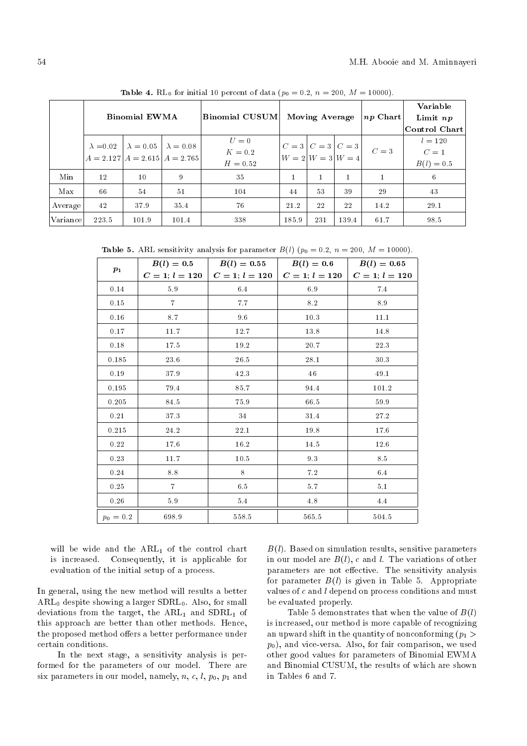**Table 4.** $RL_0$ for initial 10 percent of data ($p_0 = 0.2$, $n = 200$, $M = 10000$).

| | Binomial EWMA | | | Binomial CUSUM | Moving Average | | | $np$ Chart | Variable Limit $np$ Control Chart |
|---|---|---|---|---|---|---|---|---|---|
| | $\lambda = 0.02$ $A = 2.127$ | $\lambda = 0.05$ $A = 2.615$ | $\lambda = 0.08$ $A = 2.765$ | $U = 0$ $K = 0.2$ $H = 0.52$ | $C = 3$ $W = 2$ | $C = 3$ $W = 3$ | $C = 3$ $W = 4$ | $C = 3$ | $l = 120$ $C = 1$ $B(l) = 0.5$ |
| Min | 12 | 10 | 9 | 35 | 1 | 1 | 1 | 1 | 6 |
| Max | 66 | 54 | 51 | 104 | 44 | 53 | 39 | 29 | 43 |
| Average | 42 | 37.9 | 35.4 | 76 | 21.2 | 22 | 22 | 14.2 | 29.1 |
| Variance | 223.5 | 101.9 | 101.4 | 338 | 185.9 | 231 | 139.4 | 61.7 | 98.5 |

**Table 5.** ARL sensitivity analysis for parameter $B(l)$ ($p_0 = 0.2$, $n = 200$, $M = 10000$).

| $p_1$ | $B(l) = 0.5$ $C = 1$; $l = 120$ | $B(l) = 0.55$ $C = 1$; $l = 120$ | $B(l) = 0.6$ $C = 1$; $l = 120$ | $B(l) = 0.65$ $C = 1$; $l = 120$ |
|---|---|---|---|---|
| 0.14 | 5.9 | 6.4 | 6.9 | 7.4 |
| 0.15 | 7 | 7.7 | 8.2 | 8.9 |
| 0.16 | 8.7 | 9.6 | 10.3 | 11.1 |
| 0.17 | 11.7 | 12.7 | 13.8 | 14.8 |
| 0.18 | 17.5 | 19.2 | 20.7 | 22.3 |
| 0.185 | 23.6 | 26.5 | 28.1 | 30.3 |
| 0.19 | 37.9 | 42.3 | 46 | 49.1 |
| 0.195 | 79.4 | 85.7 | 94.4 | 101.2 |
| 0.205 | 84.5 | 75.9 | 66.5 | 59.9 |
| 0.21 | 37.3 | 34 | 31.4 | 27.2 |
| 0.215 | 24.2 | 22.1 | 19.8 | 17.6 |
| 0.22 | 17.6 | 16.2 | 14.5 | 12.6 |
| 0.23 | 11.7 | 10.5 | 9.3 | 8.5 |
| 0.24 | 8.8 | 8 | 7.2 | 6.4 |
| 0.25 | 7 | 6.5 | 5.7 | 5.1 |
| 0.26 | 5.9 | 5.4 | 4.8 | 4.4 |
| $p_0 = 0.2$ | 698.9 | 558.5 | 565.5 | 504.5 |

will be wide and the $ARL_1$ of the control chart is increased. Consequently, it is applicable for evaluation of the initial setup of a process.

In general, using the new method will results a better $ARL_0$ despite showing a larger $SDRL_0$. Also, for small deviations from the target, the $ARL_1$ and $SDRL_1$ of this approach are better than other methods. Hence, the proposed method offers a better performance under certain conditions.

In the next stage, a sensitivity analysis is performed for the parameters of our model. There are six parameters in our model, namely, $n$, $c$, $l$, $p_0$, $p_1$ and $B(l)$. Based on simulation results, sensitive parameters in our model are $B(l)$, $c$ and $l$. The variations of other parameters are not effective. The sensitivity analysis for parameter $B(l)$ is given in Table 5. Appropriate values of $c$ and $l$ depend on process conditions and must be evaluated properly.

Table 5 demonstrates that when the value of $B(l)$ is increased, our method is more capable of recognizing an upward shift in the quantity of nonconforming ($p_1 > p_0$), and vice-versa. Also, for fair comparison, we used other good values for parameters of Binomial EWMA and Binomial CUSUM, the results of which are shown in Tables 6 and 7.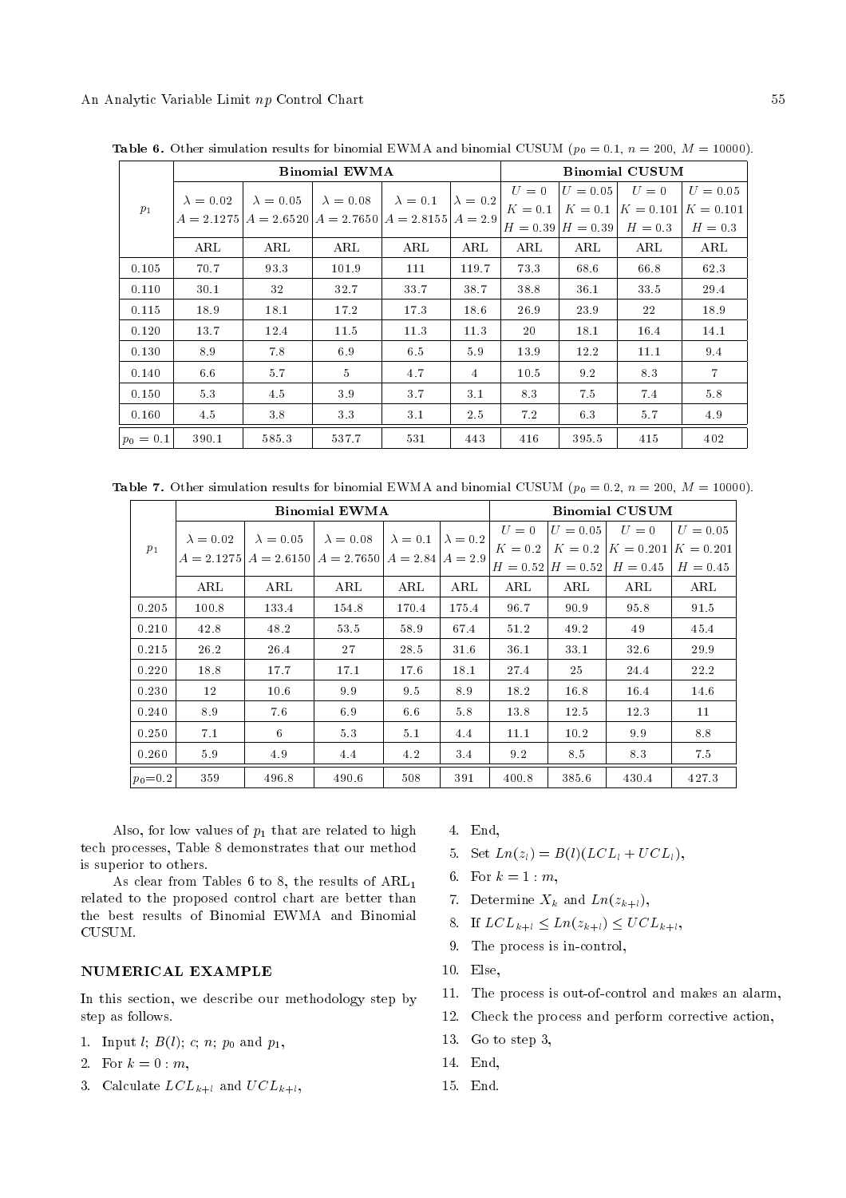**Table 6.** Other simulation results for binomial EWMA and binomial CUSUM ($p_0 = 0.1$, $n = 200$, $M = 10000$).

| $p_1$ | Binomial EWMA | | | | | Binomial CUSUM | | | |
|---|---|---|---|---|---|---|---|---|---|
| | $\lambda = 0.02$ $A = 2.1275$ | $\lambda = 0.05$ $A = 2.6520$ | $\lambda = 0.08$ $A = 2.7650$ | $\lambda = 0.1$ $A = 2.8155$ | $\lambda = 0.2$ $A = 2.9$ | $U = 0$ $K = 0.1$ $H = 0.39$ | $U = 0.05$ $K = 0.1$ $H = 0.39$ | $U = 0$ $K = 0.101$ $H = 0.3$ | $U = 0.05$ $K = 0.101$ $H = 0.3$ |
| | ARL | ARL | ARL | ARL | ARL | ARL | ARL | ARL | ARL |
| 0.105 | 70.7 | 93.3 | 101.9 | 111 | 119.7 | 73.3 | 68.6 | 66.8 | 62.3 |
| 0.110 | 30.1 | 32 | 32.7 | 33.7 | 38.7 | 38.8 | 36.1 | 33.5 | 29.4 |
| 0.115 | 18.9 | 18.1 | 17.2 | 17.3 | 18.6 | 26.9 | 23.9 | 22 | 18.9 |
| 0.120 | 13.7 | 12.4 | 11.5 | 11.3 | 11.3 | 20 | 18.1 | 16.4 | 14.1 |
| 0.130 | 8.9 | 7.8 | 6.9 | 6.5 | 5.9 | 13.9 | 12.2 | 11.1 | 9.4 |
| 0.140 | 6.6 | 5.7 | 5 | 4.7 | 4 | 10.5 | 9.2 | 8.3 | 7 |
| 0.150 | 5.3 | 4.5 | 3.9 | 3.7 | 3.1 | 8.3 | 7.5 | 7.4 | 5.8 |
| 0.160 | 4.5 | 3.8 | 3.3 | 3.1 | 2.5 | 7.2 | 6.3 | 5.7 | 4.9 |
| $p_0 = 0.1$ | 390.1 | 585.3 | 537.7 | 531 | 443 | 416 | 395.5 | 415 | 402 |

**Table 7.** Other simulation results for binomial EWMA and binomial CUSUM ($p_0 = 0.2$, $n = 200$, $M = 10000$).

| $p_1$ | Binomial EWMA | | | | | Binomial CUSUM | | | |
|---|---|---|---|---|---|---|---|---|---|
| | $\lambda = 0.02$ $A = 2.1275$ | $\lambda = 0.05$ $A = 2.6150$ | $\lambda = 0.08$ $A = 2.7650$ | $\lambda = 0.1$ $A = 2.84$ | $\lambda = 0.2$ $A = 2.9$ | $U = 0$ $K = 0.2$ $H = 0.52$ | $U = 0.05$ $K = 0.2$ $H = 0.52$ | $U = 0$ $K = 0.201$ $H = 0.45$ | $U = 0.05$ $K = 0.201$ $H = 0.45$ |
| | ARL | ARL | ARL | ARL | ARL | ARL | ARL | ARL | ARL |
| 0.205 | 100.8 | 133.4 | 154.8 | 170.4 | 175.4 | 96.7 | 90.9 | 95.8 | 91.5 |
| 0.210 | 42.8 | 48.2 | 53.5 | 58.9 | 67.4 | 51.2 | 49.2 | 49 | 45.4 |
| 0.215 | 26.2 | 26.4 | 27 | 28.5 | 31.6 | 36.1 | 33.1 | 32.6 | 29.9 |
| 0.220 | 18.8 | 17.7 | 17.1 | 17.6 | 18.1 | 27.4 | 25 | 24.4 | 22.2 |
| 0.230 | 12 | 10.6 | 9.9 | 9.5 | 8.9 | 18.2 | 16.8 | 16.4 | 14.6 |
| 0.240 | 8.9 | 7.6 | 6.9 | 6.6 | 5.8 | 13.8 | 12.5 | 12.3 | 11 |
| 0.250 | 7.1 | 6 | 5.3 | 5.1 | 4.4 | 11.1 | 10.2 | 9.9 | 8.8 |
| 0.260 | 5.9 | 4.9 | 4.4 | 4.2 | 3.4 | 9.2 | 8.5 | 8.3 | 7.5 |
| $p_0$=0.2 | 359 | 496.8 | 490.6 | 508 | 391 | 400.8 | 385.6 | 430.4 | 427.3 |

Also, for low values of $p_1$ that are related to high tech processes, Table 8 demonstrates that our method is superior to others.

As clear from Tables 6 to 8, the results of $\text{ARL}_1$ related to the proposed control chart are better than the best results of Binomial EWMA and Binomial CUSUM.

## NUMERICAL EXAMPLE

In this section, we describe our methodology step by step as follows.

1. Input $l$; $B(l)$; $c$; $n$; $p_0$ and $p_1$,
2. For $k = 0 : m$,
3. Calculate $LCL_{k+l}$ and $UCL_{k+l}$,
4. End,
5. Set $Ln(z_l) = B(l)(LCL_l + UCL_l)$,
6. For $k = 1 : m$,
7. Determine $X_k$ and $Ln(z_{k+l})$,
8. If $LCL_{k+l} \leq Ln(z_{k+l}) \leq UCL_{k+l}$,
9. The process is in-control,
10. Else,
11. The process is out-of-control and makes an alarm,
12. Check the process and perform corrective action,
13. Go to step 3,
14. End,
15. End.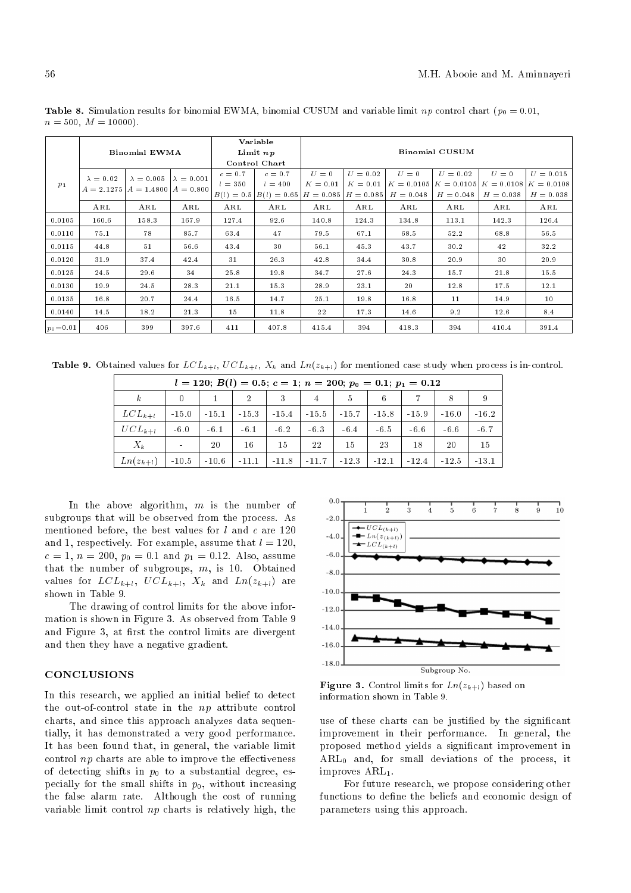**Table 8.** Simulation results for binomial EWMA, binomial CUSUM and variable limit $np$ control chart ($p_0 = 0.01$, $n = 500$, $M = 10000$).

| $p_1$ | Binomial EWMA | | | Variable Limit $np$ Control Chart | | Binomial CUSUM | | | | | |
|---|---|---|---|---|---|---|---|---|---|---|---|
| | $\lambda = 0.02$ $A = 2.1275$ | $\lambda = 0.005$ $A = 1.4800$ | $\lambda = 0.001$ $A = 0.800$ | $c = 0.7$ $l = 350$ $B(l) = 0.5$ | $c = 0.7$ $l = 400$ $B(l) = 0.65$ | $U = 0$ $K = 0.01$ $H = 0.085$ | $U = 0.02$ $K = 0.01$ $H = 0.085$ | $U = 0$ $K = 0.0105$ $H = 0.048$ | $U = 0.02$ $K = 0.0105$ $H = 0.048$ | $U = 0$ $K = 0.0108$ $H = 0.038$ | $U = 0.015$ $K = 0.0108$ $H = 0.038$ |
| | ARL | ARL | ARL | ARL | ARL | ARL | ARL | ARL | ARL | ARL | ARL |
| 0.0105 | 160.6 | 158.3 | 167.9 | 127.4 | 92.6 | 140.8 | 124.3 | 134.8 | 113.1 | 142.3 | 126.4 |
| 0.0110 | 75.1 | 78 | 85.7 | 63.4 | 47 | 79.5 | 67.1 | 68.5 | 52.2 | 68.8 | 56.5 |
| 0.0115 | 44.8 | 51 | 56.6 | 43.4 | 30 | 56.1 | 45.3 | 43.7 | 30.2 | 42 | 32.2 |
| 0.0120 | 31.9 | 37.4 | 42.4 | 31 | 26.3 | 42.8 | 34.4 | 30.8 | 20.9 | 30 | 20.9 |
| 0.0125 | 24.5 | 29.6 | 34 | 25.8 | 19.8 | 34.7 | 27.6 | 24.3 | 15.7 | 21.8 | 15.5 |
| 0.0130 | 19.9 | 24.5 | 28.3 | 21.1 | 15.3 | 28.9 | 23.1 | 20 | 12.8 | 17.5 | 12.1 |
| 0.0135 | 16.8 | 20.7 | 24.4 | 16.5 | 14.7 | 25.1 | 19.8 | 16.8 | 11 | 14.9 | 10 |
| 0.0140 | 14.5 | 18.2 | 21.3 | 15 | 11.8 | 22 | 17.3 | 14.6 | 9.2 | 12.6 | 8.4 |
| $p_0$=0.01 | 406 | 399 | 397.6 | 411 | 407.8 | 415.4 | 394 | 418.3 | 394 | 410.4 | 391.4 |

**Table 9.** Obtained values for $LCL_{k+l}$, $UCL_{k+l}$, $X_k$ and $Ln(z_{k+l})$ for mentioned case study when process is in-control.

| $l = 120$; $B(l) = 0.5$; $c = 1$; $n = 200$; $p_0 = 0.1$; $p_1 = 0.12$ | | | | | | | | | | |
|---|---|---|---|---|---|---|---|---|---|---|
| $k$ | 0 | 1 | 2 | 3 | 4 | 5 | 6 | 7 | 8 | 9 |
| $LCL_{k+l}$ | -15.0 | -15.1 | -15.3 | -15.4 | -15.5 | -15.7 | -15.8 | -15.9 | -16.0 | -16.2 |
| $UCL_{k+l}$ | -6.0 | -6.1 | -6.1 | -6.2 | -6.3 | -6.4 | -6.5 | -6.6 | -6.6 | -6.7 |
| $X_k$ | - | 20 | 16 | 15 | 22 | 15 | 23 | 18 | 20 | 15 |
| $Ln(z_{k+l})$ | -10.5 | -10.6 | -11.1 | -11.8 | -11.7 | -12.3 | -12.1 | -12.4 | -12.5 | -13.1 |

In the above algorithm, $m$ is the number of subgroups that will be observed from the process. As mentioned before, the best values for $l$ and $c$ are 120 and 1, respectively. For example, assume that $l = 120$, $c = 1$, $n = 200$, $p_0 = 0.1$ and $p_1 = 0.12$. Also, assume that the number of subgroups, $m$, is 10. Obtained values for $LCL_{k+l}$, $UCL_{k+l}$, $X_k$ and $Ln(z_{k+l})$ are shown in Table 9.

The drawing of control limits for the above information is shown in Figure 3. As observed from Table 9 and Figure 3, at first the control limits are divergent and then they have a negative gradient.

**Figure 3.** Control limits for $Ln(z_{k+l})$ based on information shown in Table 9.

## CONCLUSIONS

In this research, we applied an initial belief to detect the out-of-control state in the $np$ attribute control charts, and since this approach analyzes data sequentially, it has demonstrated a very good performance. It has been found that, in general, the variable limit control $np$ charts are able to improve the effectiveness of detecting shifts in $p_0$ to a substantial degree, especially for the small shifts in $p_0$, without increasing the false alarm rate. Although the cost of running variable limit control $np$ charts is relatively high, the use of these charts can be justified by the significant improvement in their performance. In general, the proposed method yields a significant improvement in $\text{ARL}_0$ and, for small deviations of the process, it improves $\text{ARL}_1$.

For future research, we propose considering other functions to define the beliefs and economic design of parameters using this approach.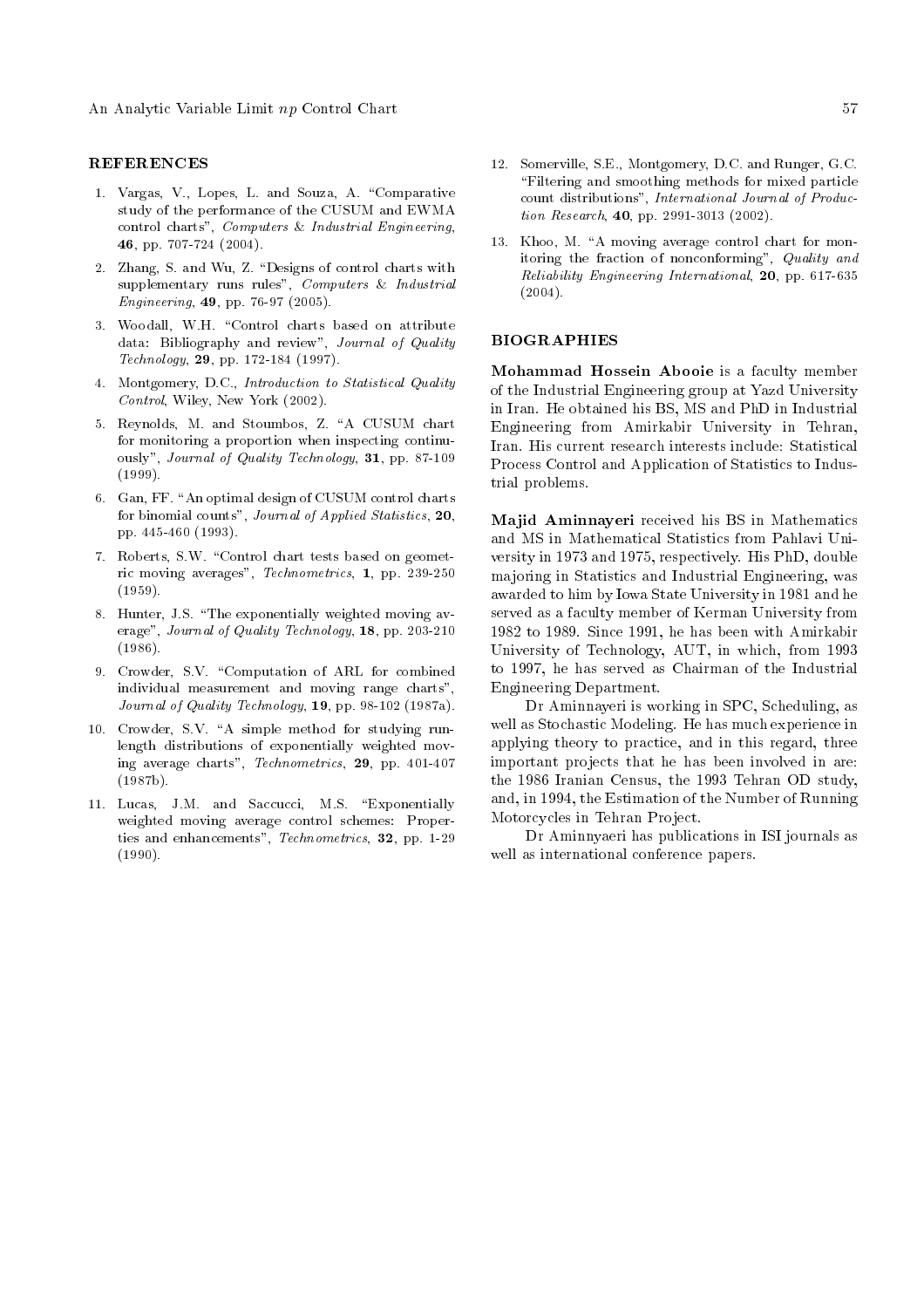## REFERENCES

1. Vargas, V., Lopes, L. and Souza, A. "Comparative study of the performance of the CUSUM and EWMA control charts", *Computers & Industrial Engineering*, **46**, pp. 707-724 (2004).
2. Zhang, S. and Wu, Z. "Designs of control charts with supplementary runs rules", *Computers & Industrial Engineering*, **49**, pp. 76-97 (2005).
3. Woodall, W.H. "Control charts based on attribute data: Bibliography and review", *Journal of Quality Technology*, **29**, pp. 172-184 (1997).
4. Montgomery, D.C., *Introduction to Statistical Quality Control*, Wiley, New York (2002).
5. Reynolds, M. and Stoumbos, Z. "A CUSUM chart for monitoring a proportion when inspecting continuously", *Journal of Quality Technology*, **31**, pp. 87-109 (1999).
6. Gan, FF. "An optimal design of CUSUM control charts for binomial counts", *Journal of Applied Statistics*, **20**, pp. 445-460 (1993).
7. Roberts, S.W. "Control chart tests based on geometric moving averages", *Technometrics*, **1**, pp. 239-250 (1959).
8. Hunter, J.S. "The exponentially weighted moving average", *Journal of Quality Technology*, **18**, pp. 203-210 (1986).
9. Crowder, S.V. "Computation of ARL for combined individual measurement and moving range charts", *Journal of Quality Technology*, **19**, pp. 98-102 (1987a).
10. Crowder, S.V. "A simple method for studying run-length distributions of exponentially weighted moving average charts", *Technometrics*, **29**, pp. 401-407 (1987b).
11. Lucas, J.M. and Saccucci, M.S. "Exponentially weighted moving average control schemes: Properties and enhancements", *Technometrics*, **32**, pp. 1-29 (1990).
12. Somerville, S.E., Montgomery, D.C. and Runger, G.C. "Filtering and smoothing methods for mixed particle count distributions", *International Journal of Production Research*, **40**, pp. 2991-3013 (2002).
13. Khoo, M. "A moving average control chart for monitoring the fraction of nonconforming", *Quality and Reliability Engineering International*, **20**, pp. 617-635 (2004).

## BIOGRAPHIES

**Mohammad Hossein Abooie** is a faculty member of the Industrial Engineering group at Yazd University in Iran. He obtained his BS, MS and PhD in Industrial Engineering from Amirkabir University in Tehran, Iran. His current research interests include: Statistical Process Control and Application of Statistics to Industrial problems.

**Majid Aminnayeri** received his BS in Mathematics and MS in Mathematical Statistics from Pahlavi University in 1973 and 1975, respectively. His PhD, double majoring in Statistics and Industrial Engineering, was awarded to him by Iowa State University in 1981 and he served as a faculty member of Kerman University from 1982 to 1989. Since 1991, he has been with Amirkabir University of Technology, AUT, in which, from 1993 to 1997, he has served as Chairman of the Industrial Engineering Department.

Dr Aminnayeri is working in SPC, Scheduling, as well as Stochastic Modeling. He has much experience in applying theory to practice, and in this regard, three important projects that he has been involved in are: the 1986 Iranian Census, the 1993 Tehran OD study, and, in 1994, the Estimation of the Number of Running Motorcycles in Tehran Project.

Dr Aminnyaeri has publications in ISI journals as well as international conference papers.